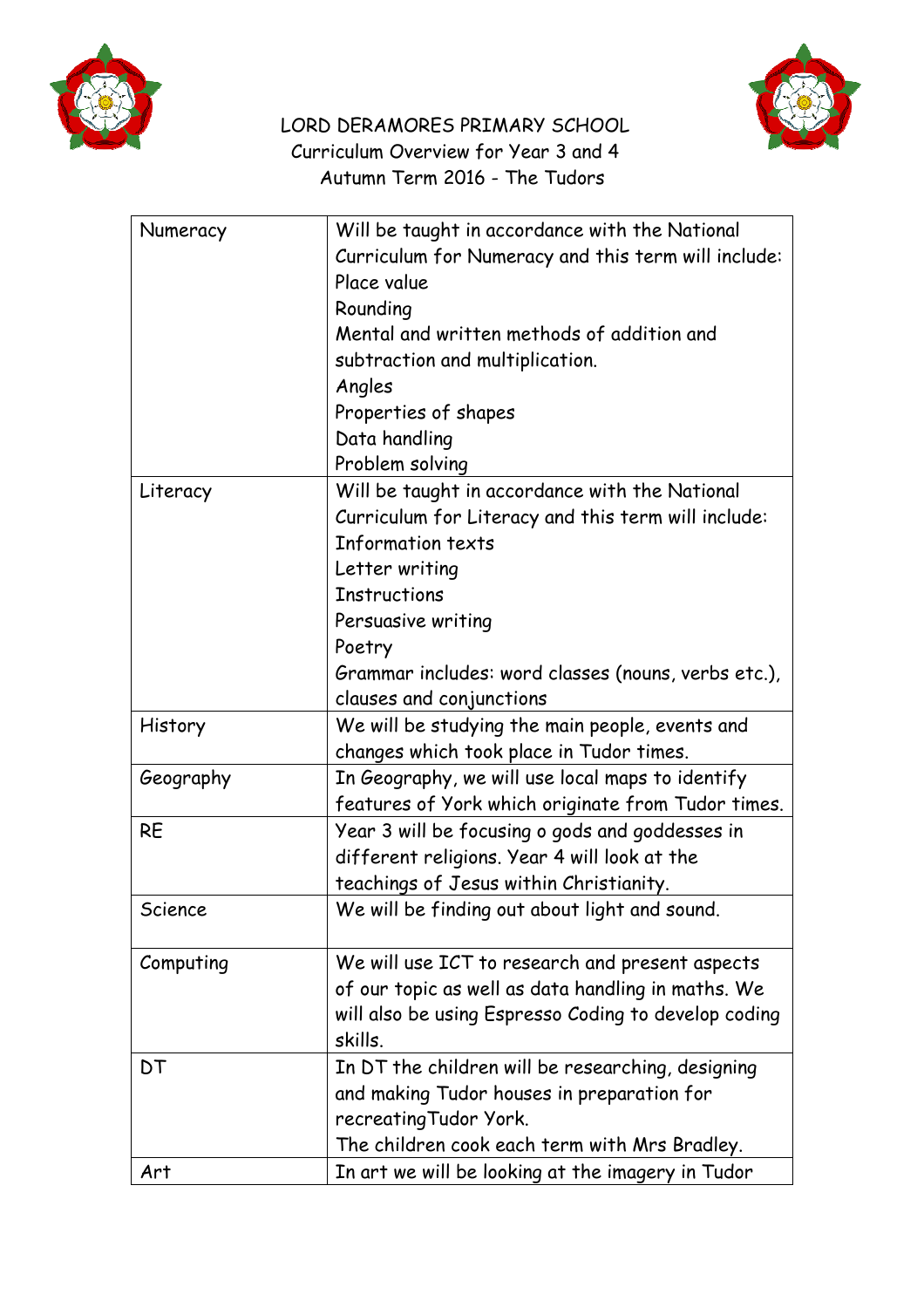# LORD DERAMORES PRIMARY SCHOOL

Curriculum Overview for Year 3 and 4

Autumn Term 2016 - The Tudors

| | |
|---|---|
| Numeracy | Will be taught in accordance with the National Curriculum for Numeracy and this term will include:<br>Place value<br>Rounding<br>Mental and written methods of addition and subtraction and multiplication.<br>Angles<br>Properties of shapes<br>Data handling<br>Problem solving |
| Literacy | Will be taught in accordance with the National Curriculum for Literacy and this term will include:<br>Information texts<br>Letter writing<br>Instructions<br>Persuasive writing<br>Poetry<br>Grammar includes: word classes (nouns, verbs etc.), clauses and conjunctions |
| History | We will be studying the main people, events and changes which took place in Tudor times. |
| Geography | In Geography, we will use local maps to identify features of York which originate from Tudor times. |
| RE | Year 3 will be focusing o gods and goddesses in different religions. Year 4 will look at the teachings of Jesus within Christianity. |
| Science | We will be finding out about light and sound. |
| Computing | We will use ICT to research and present aspects of our topic as well as data handling in maths. We will also be using Espresso Coding to develop coding skills. |
| DT | In DT the children will be researching, designing and making Tudor houses in preparation for recreatingTudor York.<br>The children cook each term with Mrs Bradley. |
| Art | In art we will be looking at the imagery in Tudor |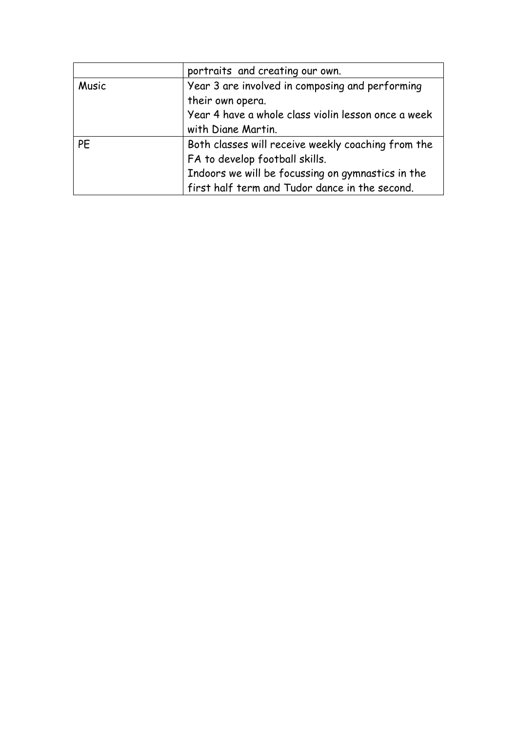| | |
|---|---|
| | portraits and creating our own. |
| Music | Year 3 are involved in composing and performing their own opera.<br>Year 4 have a whole class violin lesson once a week with Diane Martin. |
| PE | Both classes will receive weekly coaching from the FA to develop football skills.<br>Indoors we will be focussing on gymnastics in the first half term and Tudor dance in the second. |